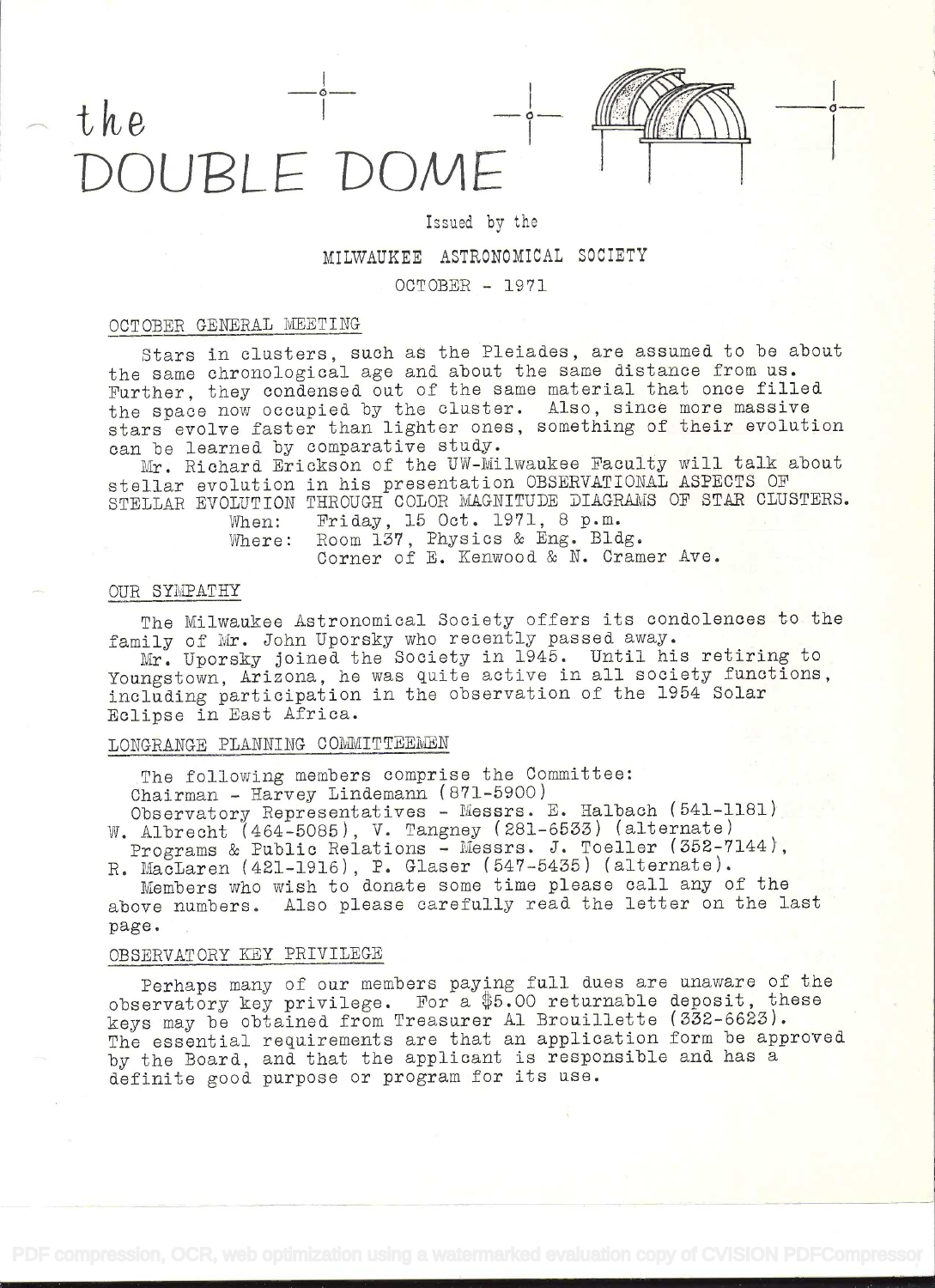# the DOUBLE DOME

Issued by the

MILWAUKEE ASTRONOMICAL SOCIETY

OCTOBER - 1971

## OCTOBER GENERAL MEETING

Stars in clusters, such as the Pleiades, are assumed to be about the same chronological age and about the same distance from us. Further, they condensed out of the same material that once filled the space now occupied by the cluster. Also, since more massive stars evolve faster than lighter ones, something of their evolution can be learned by comparative study.

Mr. Richard Erickson of the UW-Milwaukee Faculty will talk about stellar evolution in his presentation OBSERVATIONAL ASPECTS OF STELLAR EVOLUTION THROUGH COLOR MAGNITUDE DIAGRAMS OF STAR CLUSTERS.

When: Friday, 15 Oct. 1971, 8 p.m.
Where: Room 137, Physics & Eng. Bldg.
Corner of E. Kenwood & N. Cramer Ave.

## OUR SYMPATHY

The Milwaukee Astronomical Society offers its condolences to the family of Mr. John Uporsky who recently passed away.

Mr. Uporsky joined the Society in 1945. Until his retiring to Youngstown, Arizona, he was quite active in all society functions, including participation in the observation of the 1954 Solar Eclipse in East Africa.

## LONGRANGE PLANNING COMMITTEEMEN

The following members comprise the Committee:
Chairman - Harvey Lindemann (871-5900)
Observatory Representatives - Messrs. E. Halbach (541-1181) W. Albrecht (464-5085), V. Tangney (281-6533) (alternate)
Programs & Public Relations - Messrs. J. Toeller (352-7144), R. MacLaren (421-1916), P. Glaser (547-5435) (alternate).

Members who wish to donate some time please call any of the above numbers. Also please carefully read the letter on the last page.

## OBSERVATORY KEY PRIVILEGE

Perhaps many of our members paying full dues are unaware of the observatory key privilege. For a $5.00 returnable deposit, these keys may be obtained from Treasurer Al Brouillette (332-6623). The essential requirements are that an application form be approved by the Board, and that the applicant is responsible and has a definite good purpose or program for its use.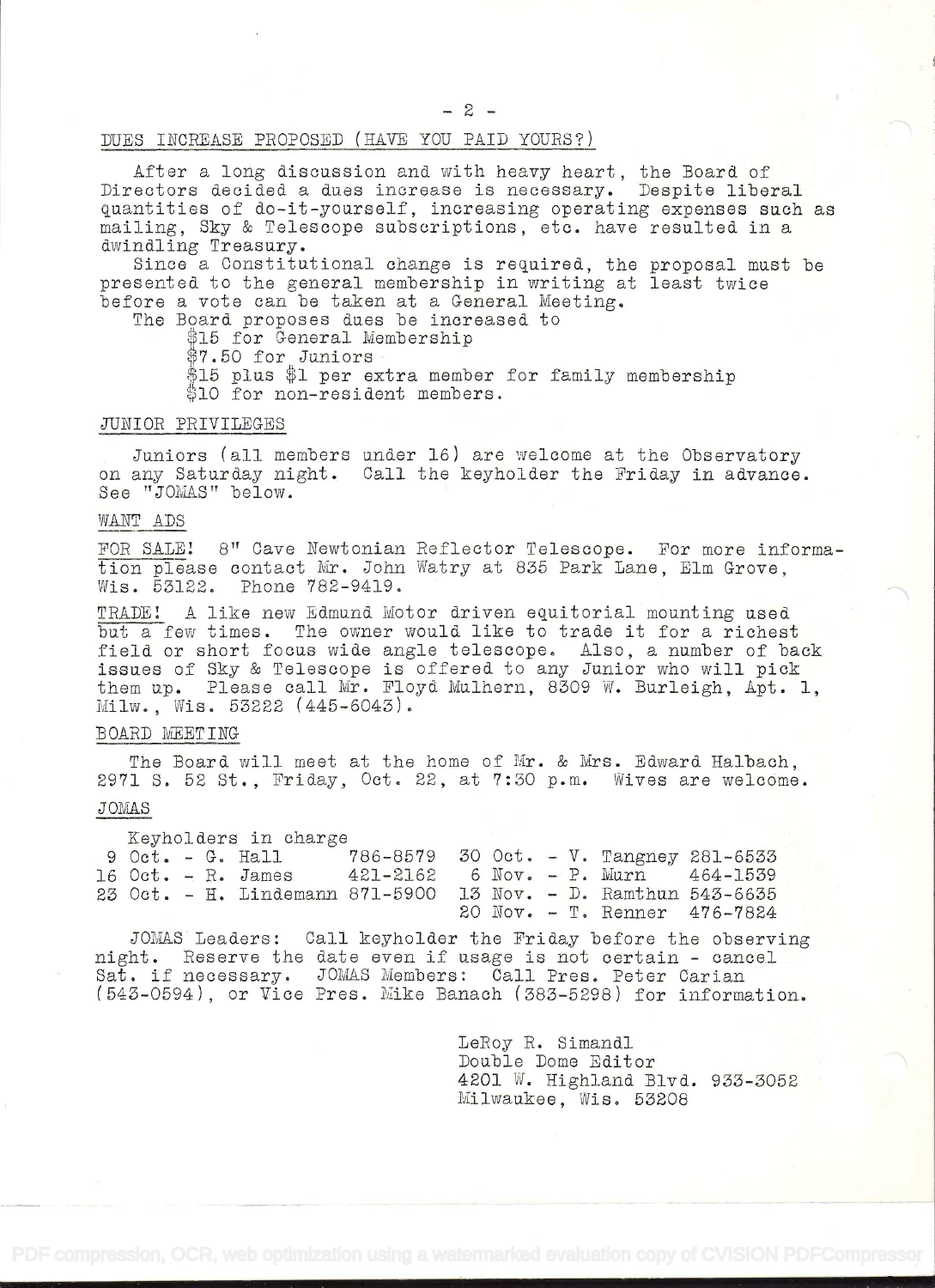## DUES INCREASE PROPOSED (HAVE YOU PAID YOURS?)

After a long discussion and with heavy heart, the Board of Directors decided a dues increase is necessary. Despite liberal quantities of do-it-yourself, increasing operating expenses such as mailing, Sky & Telescope subscriptions, etc. have resulted in a dwindling Treasury.

Since a Constitutional change is required, the proposal must be presented to the general membership in writing at least twice before a vote can be taken at a General Meeting.

The Board proposes dues be increased to

- $15 for General Membership
- $7.50 for Juniors
- $15 plus $1 per extra member for family membership
- $10 for non-resident members.

## JUNIOR PRIVILEGES

Juniors (all members under 16) are welcome at the Observatory on any Saturday night. Call the keyholder the Friday in advance. See "JOMAS" below.

## WANT ADS

FOR SALE! 8" Cave Newtonian Reflector Telescope. For more information please contact Mr. John Watry at 835 Park Lane, Elm Grove, Wis. 53122. Phone 782-9419.

TRADE! A like new Edmund Motor driven equitorial mounting used but a few times. The owner would like to trade it for a richest field or short focus wide angle telescope. Also, a number of back issues of Sky & Telescope is offered to any Junior who will pick them up. Please call Mr. Floyd Mulhern, 8309 W. Burleigh, Apt. 1, Milw., Wis. 53222 (445-6043).

## BOARD MEETING

The Board will meet at the home of Mr. & Mrs. Edward Halbach, 2971 S. 52 St., Friday, Oct. 22, at 7:30 p.m. Wives are welcome.

## JOMAS

Keyholders in charge

| Date | Keyholder | Phone | Date | Keyholder | Phone |
|---|---|---|---|---|---|
| 9 Oct. | G. Hall | 786-8579 | 30 Oct. | V. Tangney | 281-6533 |
| 16 Oct. | R. James | 421-2162 | 6 Nov. | P. Murn | 464-1539 |
| 23 Oct. | H. Lindemann | 871-5900 | 13 Nov. | D. Ramthun | 543-6635 |
| | | | 20 Nov. | T. Renner | 476-7824 |

JOMAS Leaders: Call keyholder the Friday before the observing night. Reserve the date even if usage is not certain - cancel Sat. if necessary. JOMAS Members: Call Pres. Peter Carian (543-0594), or Vice Pres. Mike Banach (383-5298) for information.

LeRoy R. Simandl
Double Dome Editor
4201 W. Highland Blvd. 933-3052
Milwaukee, Wis. 53208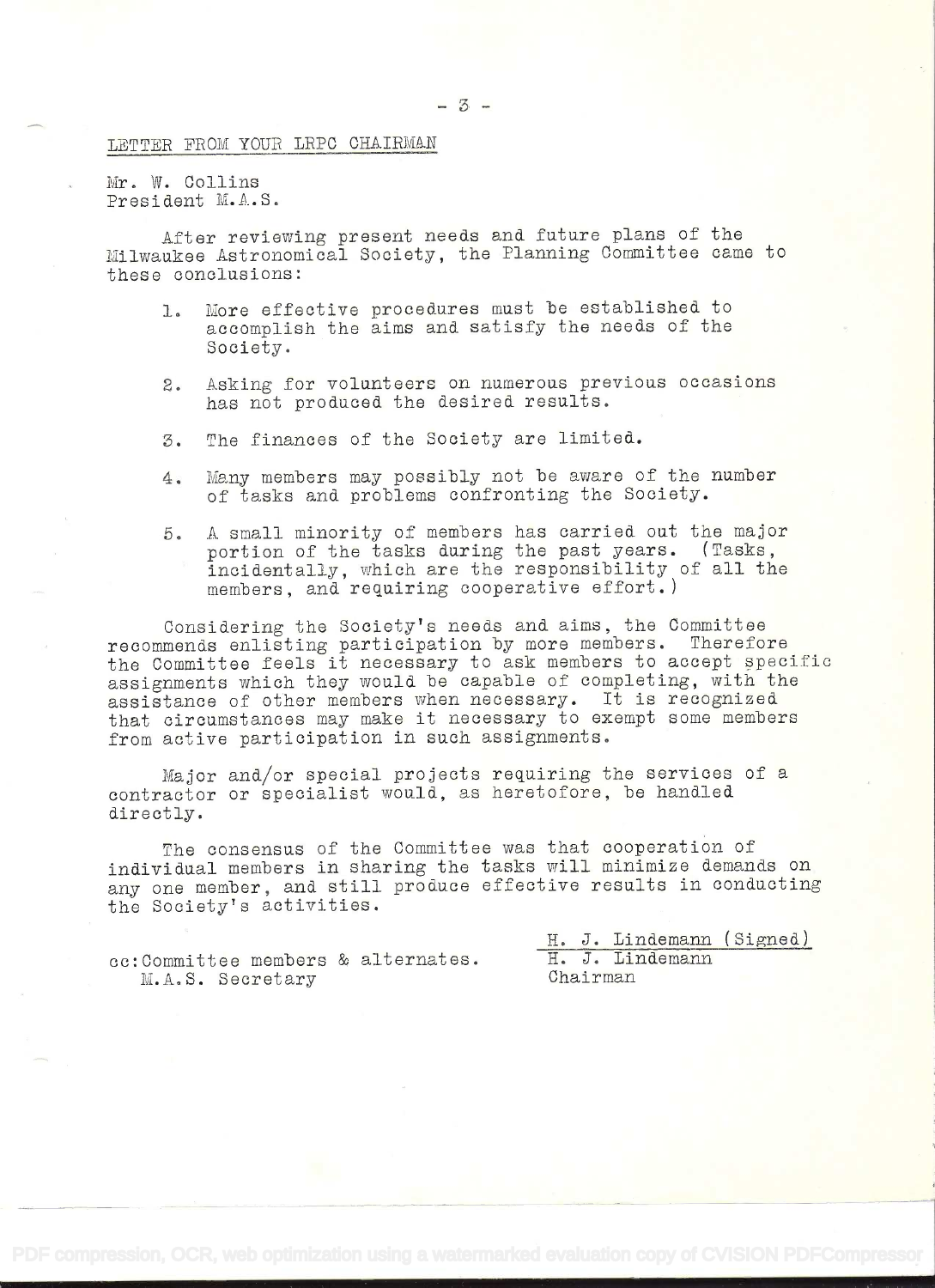## LETTER FROM YOUR LRPC CHAIRMAN

Mr. W. Collins
President M.A.S.

After reviewing present needs and future plans of the Milwaukee Astronomical Society, the Planning Committee came to these conclusions:

1. More effective procedures must be established to accomplish the aims and satisfy the needs of the Society.
2. Asking for volunteers on numerous previous occasions has not produced the desired results.
3. The finances of the Society are limited.
4. Many members may possibly not be aware of the number of tasks and problems confronting the Society.
5. A small minority of members has carried out the major portion of the tasks during the past years. (Tasks, incidentally, which are the responsibility of all the members, and requiring cooperative effort.)

Considering the Society's needs and aims, the Committee recommends enlisting participation by more members. Therefore the Committee feels it necessary to ask members to accept specific assignments which they would be capable of completing, with the assistance of other members when necessary. It is recognized that circumstances may make it necessary to exempt some members from active participation in such assignments.

Major and/or special projects requiring the services of a contractor or specialist would, as heretofore, be handled directly.

The consensus of the Committee was that cooperation of individual members in sharing the tasks will minimize demands on any one member, and still produce effective results in conducting the Society's activities.

H. J. Lindemann (Signed)
H. J. Lindemann
Chairman

cc: Committee members & alternates.
M.A.S. Secretary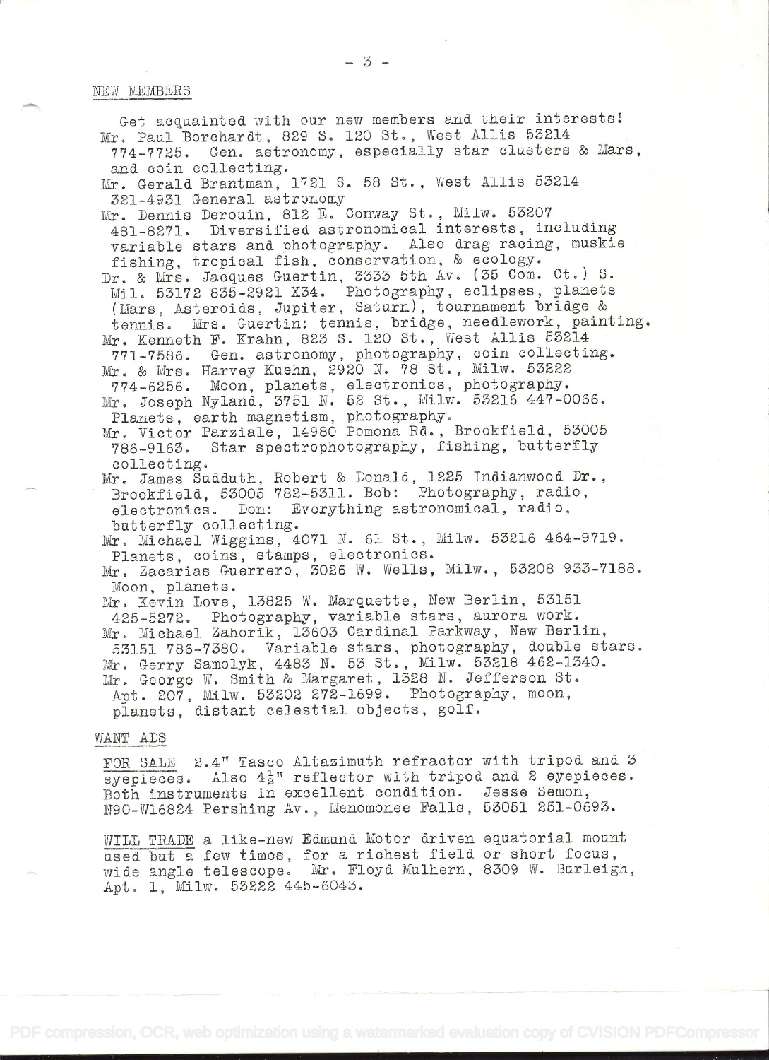## NEW MEMBERS

Get acquainted with our new members and their interests!

Mr. Paul Borchardt, 829 S. 120 St., West Allis 53214 774-7725. Gen. astronomy, especially star clusters & Mars, and coin collecting.

Mr. Gerald Brantman, 1721 S. 58 St., West Allis 53214 321-4931 General astronomy

Mr. Dennis Derouin, 812 E. Conway St., Milw. 53207 481-8271. Diversified astronomical interests, including variable stars and photography. Also drag racing, muskie fishing, tropical fish, conservation, & ecology.

Dr. & Mrs. Jacques Guertin, 3333 5th Av. (35 Com. Ct.) S. Mil. 53172 835-2921 X34. Photography, eclipses, planets (Mars, Asteroids, Jupiter, Saturn), tournament bridge & tennis. Mrs. Guertin: tennis, bridge, needlework, painting.

Mr. Kenneth F. Krahn, 823 S. 120 St., West Allis 53214 771-7586. Gen. astronomy, photography, coin collecting.

Mr. & Mrs. Harvey Kuehn, 2920 N. 78 St., Milw. 53222 774-6256. Moon, planets, electronics, photography.

Mr. Joseph Nyland, 3751 N. 52 St., Milw. 53216 447-0066. Planets, earth magnetism, photography.

Mr. Victor Parziale, 14980 Pomona Rd., Brookfield, 53005 786-9163. Star spectrophotography, fishing, butterfly collecting.

Mr. James Sudduth, Robert & Donald, 1225 Indianwood Dr., Brookfield, 53005 782-5311. Bob: Photography, radio, electronics. Don: Everything astronomical, radio, butterfly collecting.

Mr. Michael Wiggins, 4071 N. 61 St., Milw. 53216 464-9719. Planets, coins, stamps, electronics.

Mr. Zacarias Guerrero, 3026 W. Wells, Milw., 53208 933-7188. Moon, planets.

Mr. Kevin Love, 13825 W. Marquette, New Berlin, 53151 425-5272. Photography, variable stars, aurora work.

Mr. Michael Zahorik, 13603 Cardinal Parkway, New Berlin, 53151 786-7380. Variable stars, photography, double stars.

Mr. Gerry Samolyk, 4483 N. 53 St., Milw. 53218 462-1340.

Mr. George W. Smith & Margaret, 1328 N. Jefferson St. Apt. 207, Milw. 53202 272-1699. Photography, moon, planets, distant celestial objects, golf.

## WANT ADS

FOR SALE 2.4" Tasco Altazimuth refractor with tripod and 3 eyepieces. Also 4½" reflector with tripod and 2 eyepieces. Both instruments in excellent condition. Jesse Semon, N90-W16824 Pershing Av., Menomonee Falls, 53051 251-0693.

WILL TRADE a like-new Edmund Motor driven equatorial mount used but a few times, for a richest field or short focus, wide angle telescope. Mr. Floyd Mulhern, 8309 W. Burleigh, Apt. 1, Milw. 53222 445-6043.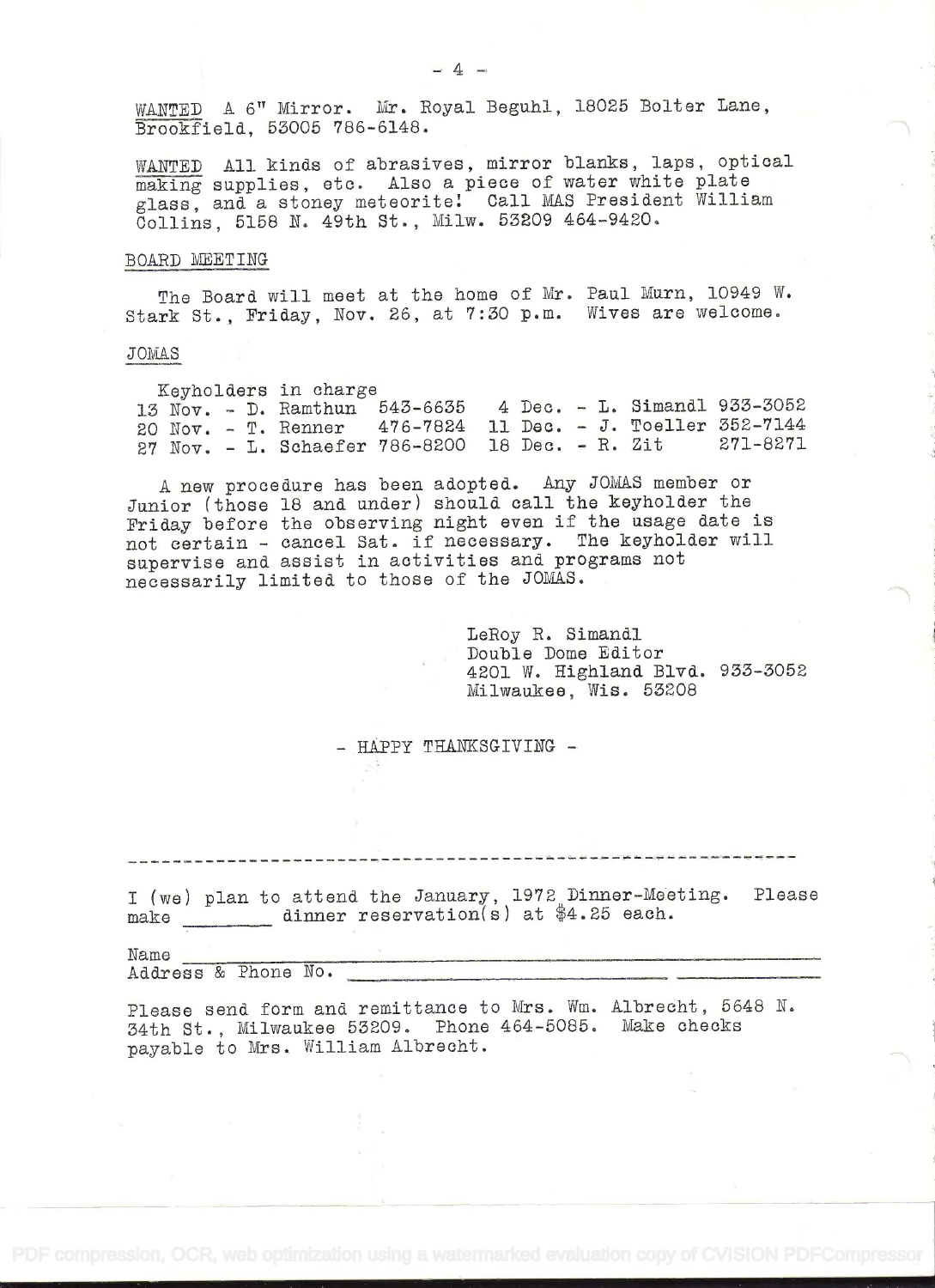WANTED A 6" Mirror. Mr. Royal Beguhl, 18025 Bolter Lane, Brookfield, 53005 786-6148.

WANTED All kinds of abrasives, mirror blanks, laps, optical making supplies, etc. Also a piece of water white plate glass, and a stoney meteorite! Call MAS President William Collins, 5158 N. 49th St., Milw. 53209 464-9420.

BOARD MEETING

The Board will meet at the home of Mr. Paul Murn, 10949 W. Stark St., Friday, Nov. 26, at 7:30 p.m. Wives are welcome.

JOMAS

Keyholders in charge

| | | | | | |
|---|---|---|---|---|---|
| 13 Nov. | D. Ramthun | 543-6635 | 4 Dec. | L. Simandl | 933-3052 |
| 20 Nov. | T. Renner | 476-7824 | 11 Dec. | J. Toeller | 352-7144 |
| 27 Nov. | L. Schaefer | 786-8200 | 18 Dec. | R. Zit | 271-8271 |

A new procedure has been adopted. Any JOMAS member or Junior (those 18 and under) should call the keyholder the Friday before the observing night even if the usage date is not certain - cancel Sat. if necessary. The keyholder will supervise and assist in activities and programs not necessarily limited to those of the JOMAS.

LeRoy R. Simandl
Double Dome Editor
4201 W. Highland Blvd. 933-3052
Milwaukee, Wis. 53208

- HAPPY THANKSGIVING -

---

I (we) plan to attend the January, 1972 Dinner-Meeting. Please make ________ dinner reservation(s) at $4.25 each.

Name ______________________________________________

Address & Phone No. ______________________ ____________

Please send form and remittance to Mrs. Wm. Albrecht, 5648 N. 34th St., Milwaukee 53209. Phone 464-5085. Make checks payable to Mrs. William Albrecht.